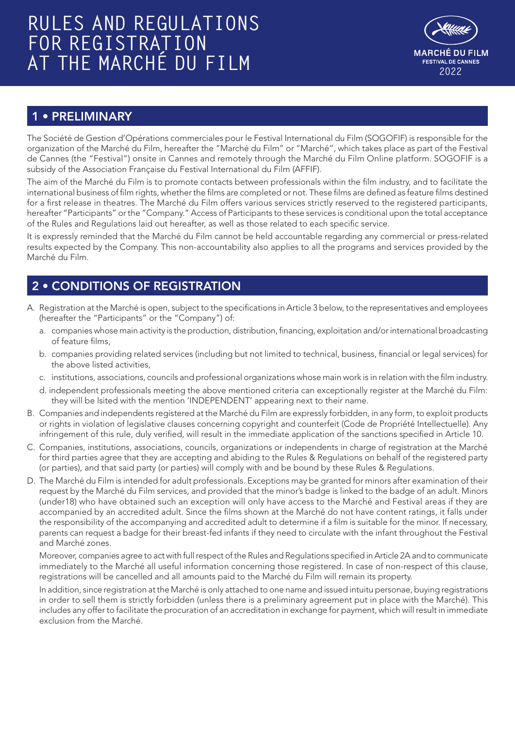# RULES AND REGULATIONS FOR REGISTRATION AT THE MARCHÉ DU FILM

MARCHÉ DU FILM
FESTIVAL DE CANNES
2022

## 1 • PRELIMINARY

The Société de Gestion d'Opérations commerciales pour le Festival International du Film (SOGOFIF) is responsible for the organization of the Marché du Film, hereafter the "Marché du Film" or "Marché", which takes place as part of the Festival de Cannes (the "Festival") onsite in Cannes and remotely through the Marché du Film Online platform. SOGOFIF is a subsidy of the Association Française du Festival International du Film (AFFIF).

The aim of the Marché du Film is to promote contacts between professionals within the film industry, and to facilitate the international business of film rights, whether the films are completed or not. These films are defined as feature films destined for a first release in theatres. The Marché du Film offers various services strictly reserved to the registered participants, hereafter "Participants" or the "Company." Access of Participants to these services is conditional upon the total acceptance of the Rules and Regulations laid out hereafter, as well as those related to each specific service.

It is expressly reminded that the Marché du Film cannot be held accountable regarding any commercial or press-related results expected by the Company. This non-accountability also applies to all the programs and services provided by the Marché du Film.

## 2 • CONDITIONS OF REGISTRATION

A. Registration at the Marché is open, subject to the specifications in Article 3 below, to the representatives and employees (hereafter the "Participants" or the "Company") of:

   a. companies whose main activity is the production, distribution, financing, exploitation and/or international broadcasting of feature films,

   b. companies providing related services (including but not limited to technical, business, financial or legal services) for the above listed activities,

   c. institutions, associations, councils and professional organizations whose main work is in relation with the film industry.

   d. independent professionals meeting the above mentioned criteria can exceptionally register at the Marché du Film: they will be lsited with the mention 'INDEPENDENT' appearing next to their name.

B. Companies and independents registered at the Marché du Film are expressly forbidden, in any form, to exploit products or rights in violation of legislative clauses concerning copyright and counterfeit (Code de Propriété Intellectuelle). Any infringement of this rule, duly verified, will result in the immediate application of the sanctions specified in Article 10.

C. Companies, institutions, associations, councils, organizations or independents in charge of registration at the Marché for third parties agree that they are accepting and abiding to the Rules & Regulations on behalf of the registered party (or parties), and that said party (or parties) will comply with and be bound by these Rules & Regulations.

D. The Marché du Film is intended for adult professionals. Exceptions may be granted for minors after examination of their request by the Marché du Film services, and provided that the minor's badge is linked to the badge of an adult. Minors (under18) who have obtained such an exception will only have access to the Marché and Festival areas if they are accompanied by an accredited adult. Since the films shown at the Marché do not have content ratings, it falls under the responsibility of the accompanying and accredited adult to determine if a film is suitable for the minor. If necessary, parents can request a badge for their breast-fed infants if they need to circulate with the infant throughout the Festival and Marché zones.

   Moreover, companies agree to act with full respect of the Rules and Regulations specified in Article 2A and to communicate immediately to the Marché all useful information concerning those registered. In case of non-respect of this clause, registrations will be cancelled and all amounts paid to the Marché du Film will remain its property.

   In addition, since registration at the Marché is only attached to one name and issued intuitu personae, buying registrations in order to sell them is strictly forbidden (unless there is a preliminary agreement put in place with the Marché). This includes any offer to facilitate the procuration of an accreditation in exchange for payment, which will result in immediate exclusion from the Marché.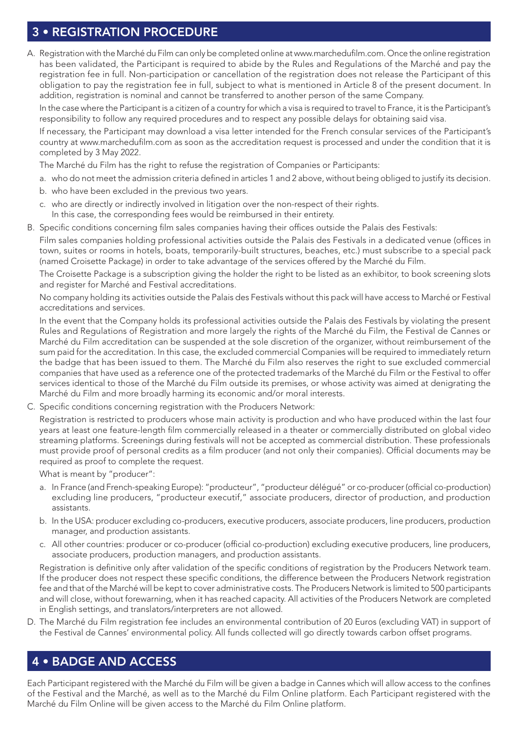## 3 • REGISTRATION PROCEDURE

A. Registration with the Marché du Film can only be completed online at www.marchedufilm.com. Once the online registration has been validated, the Participant is required to abide by the Rules and Regulations of the Marché and pay the registration fee in full. Non-participation or cancellation of the registration does not release the Participant of this obligation to pay the registration fee in full, subject to what is mentioned in Article 8 of the present document. In addition, registration is nominal and cannot be transferred to another person of the same Company.

In the case where the Participant is a citizen of a country for which a visa is required to travel to France, it is the Participant's responsibility to follow any required procedures and to respect any possible delays for obtaining said visa.

If necessary, the Participant may download a visa letter intended for the French consular services of the Participant's country at www.marchedufilm.com as soon as the accreditation request is processed and under the condition that it is completed by 3 May 2022.

The Marché du Film has the right to refuse the registration of Companies or Participants:

a. who do not meet the admission criteria defined in articles 1 and 2 above, without being obliged to justify its decision.
b. who have been excluded in the previous two years.
c. who are directly or indirectly involved in litigation over the non-respect of their rights.
In this case, the corresponding fees would be reimbursed in their entirety.

B. Specific conditions concerning film sales companies having their offices outside the Palais des Festivals:

Film sales companies holding professional activities outside the Palais des Festivals in a dedicated venue (offices in town, suites or rooms in hotels, boats, temporarily-built structures, beaches, etc.) must subscribe to a special pack (named Croisette Package) in order to take advantage of the services offered by the Marché du Film.

The Croisette Package is a subscription giving the holder the right to be listed as an exhibitor, to book screening slots and register for Marché and Festival accreditations.

No company holding its activities outside the Palais des Festivals without this pack will have access to Marché or Festival accreditations and services.

In the event that the Company holds its professional activities outside the Palais des Festivals by violating the present Rules and Regulations of Registration and more largely the rights of the Marché du Film, the Festival de Cannes or Marché du Film accreditation can be suspended at the sole discretion of the organizer, without reimbursement of the sum paid for the accreditation. In this case, the excluded commercial Companies will be required to immediately return the badge that has been issued to them. The Marché du Film also reserves the right to sue excluded commercial companies that have used as a reference one of the protected trademarks of the Marché du Film or the Festival to offer services identical to those of the Marché du Film outside its premises, or whose activity was aimed at denigrating the Marché du Film and more broadly harming its economic and/or moral interests.

C. Specific conditions concerning registration with the Producers Network:

Registration is restricted to producers whose main activity is production and who have produced within the last four years at least one feature-length film commercially released in a theater or commercially distributed on global video streaming platforms. Screenings during festivals will not be accepted as commercial distribution. These professionals must provide proof of personal credits as a film producer (and not only their companies). Official documents may be required as proof to complete the request.

What is meant by "producer":

a. In France (and French-speaking Europe): "producteur", "producteur délégué" or co-producer (official co-production) excluding line producers, "producteur executif," associate producers, director of production, and production assistants.
b. In the USA: producer excluding co-producers, executive producers, associate producers, line producers, production manager, and production assistants.
c. All other countries: producer or co-producer (official co-production) excluding executive producers, line producers, associate producers, production managers, and production assistants.

Registration is definitive only after validation of the specific conditions of registration by the Producers Network team. If the producer does not respect these specific conditions, the difference between the Producers Network registration fee and that of the Marché will be kept to cover administrative costs. The Producers Network is limited to 500 participants and will close, without forewarning, when it has reached capacity. All activities of the Producers Network are completed in English settings, and translators/interpreters are not allowed.

D. The Marché du Film registration fee includes an environmental contribution of 20 Euros (excluding VAT) in support of the Festival de Cannes' environmental policy. All funds collected will go directly towards carbon offset programs.

## 4 • BADGE AND ACCESS

Each Participant registered with the Marché du Film will be given a badge in Cannes which will allow access to the confines of the Festival and the Marché, as well as to the Marché du Film Online platform. Each Participant registered with the Marché du Film Online will be given access to the Marché du Film Online platform.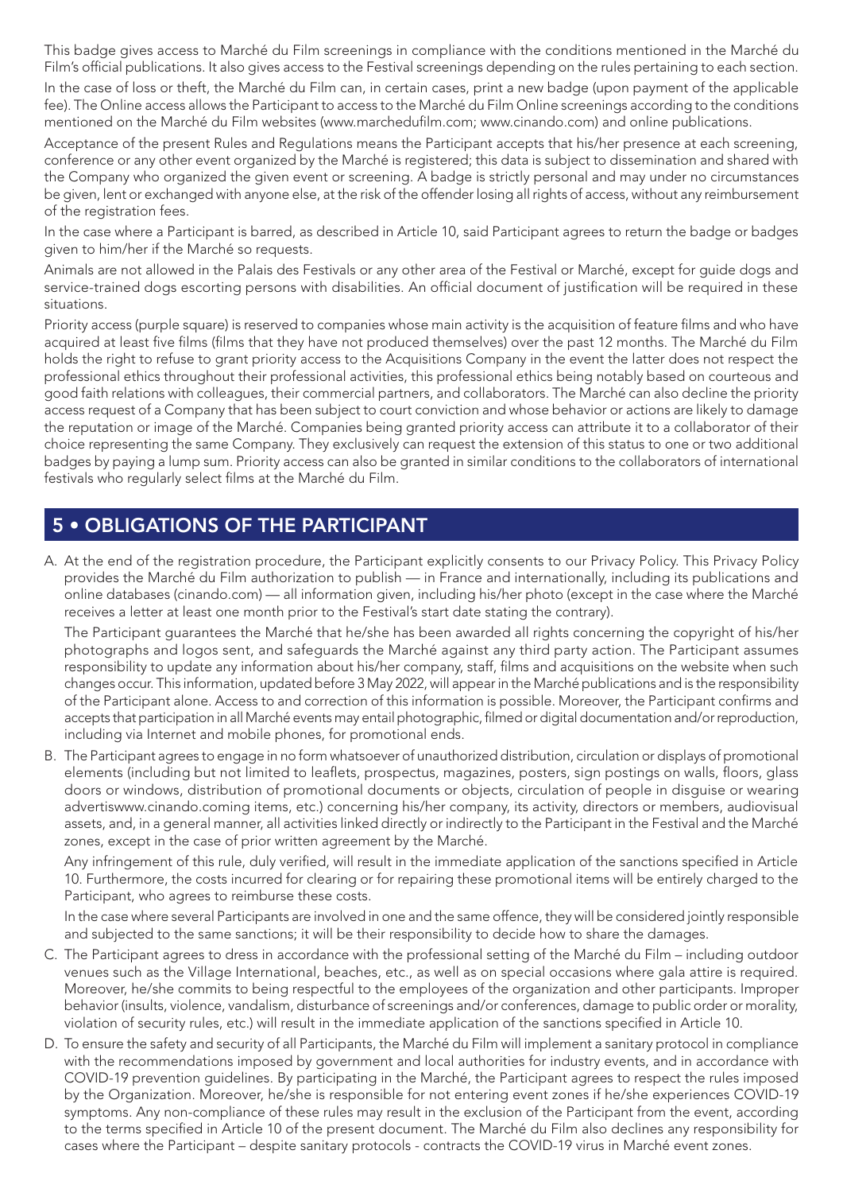This badge gives access to Marché du Film screenings in compliance with the conditions mentioned in the Marché du Film's official publications. It also gives access to the Festival screenings depending on the rules pertaining to each section.

In the case of loss or theft, the Marché du Film can, in certain cases, print a new badge (upon payment of the applicable fee). The Online access allows the Participant to access to the Marché du Film Online screenings according to the conditions mentioned on the Marché du Film websites (www.marchedufilm.com; www.cinando.com) and online publications.

Acceptance of the present Rules and Regulations means the Participant accepts that his/her presence at each screening, conference or any other event organized by the Marché is registered; this data is subject to dissemination and shared with the Company who organized the given event or screening. A badge is strictly personal and may under no circumstances be given, lent or exchanged with anyone else, at the risk of the offender losing all rights of access, without any reimbursement of the registration fees.

In the case where a Participant is barred, as described in Article 10, said Participant agrees to return the badge or badges given to him/her if the Marché so requests.

Animals are not allowed in the Palais des Festivals or any other area of the Festival or Marché, except for guide dogs and service-trained dogs escorting persons with disabilities. An official document of justification will be required in these situations.

Priority access (purple square) is reserved to companies whose main activity is the acquisition of feature films and who have acquired at least five films (films that they have not produced themselves) over the past 12 months. The Marché du Film holds the right to refuse to grant priority access to the Acquisitions Company in the event the latter does not respect the professional ethics throughout their professional activities, this professional ethics being notably based on courteous and good faith relations with colleagues, their commercial partners, and collaborators. The Marché can also decline the priority access request of a Company that has been subject to court conviction and whose behavior or actions are likely to damage the reputation or image of the Marché. Companies being granted priority access can attribute it to a collaborator of their choice representing the same Company. They exclusively can request the extension of this status to one or two additional badges by paying a lump sum. Priority access can also be granted in similar conditions to the collaborators of international festivals who regularly select films at the Marché du Film.

## 5 • OBLIGATIONS OF THE PARTICIPANT

A. At the end of the registration procedure, the Participant explicitly consents to our Privacy Policy. This Privacy Policy provides the Marché du Film authorization to publish — in France and internationally, including its publications and online databases (cinando.com) — all information given, including his/her photo (except in the case where the Marché receives a letter at least one month prior to the Festival's start date stating the contrary).

   The Participant guarantees the Marché that he/she has been awarded all rights concerning the copyright of his/her photographs and logos sent, and safeguards the Marché against any third party action. The Participant assumes responsibility to update any information about his/her company, staff, films and acquisitions on the website when such changes occur. This information, updated before 3 May 2022, will appear in the Marché publications and is the responsibility of the Participant alone. Access to and correction of this information is possible. Moreover, the Participant confirms and accepts that participation in all Marché events may entail photographic, filmed or digital documentation and/or reproduction, including via Internet and mobile phones, for promotional ends.

B. The Participant agrees to engage in no form whatsoever of unauthorized distribution, circulation or displays of promotional elements (including but not limited to leaflets, prospectus, magazines, posters, sign postings on walls, floors, glass doors or windows, distribution of promotional documents or objects, circulation of people in disguise or wearing advertiswww.cinando.coming items, etc.) concerning his/her company, its activity, directors or members, audiovisual assets, and, in a general manner, all activities linked directly or indirectly to the Participant in the Festival and the Marché zones, except in the case of prior written agreement by the Marché.

   Any infringement of this rule, duly verified, will result in the immediate application of the sanctions specified in Article 10. Furthermore, the costs incurred for clearing or for repairing these promotional items will be entirely charged to the Participant, who agrees to reimburse these costs.

   In the case where several Participants are involved in one and the same offence, they will be considered jointly responsible and subjected to the same sanctions; it will be their responsibility to decide how to share the damages.

C. The Participant agrees to dress in accordance with the professional setting of the Marché du Film – including outdoor venues such as the Village International, beaches, etc., as well as on special occasions where gala attire is required. Moreover, he/she commits to being respectful to the employees of the organization and other participants. Improper behavior (insults, violence, vandalism, disturbance of screenings and/or conferences, damage to public order or morality, violation of security rules, etc.) will result in the immediate application of the sanctions specified in Article 10.

D. To ensure the safety and security of all Participants, the Marché du Film will implement a sanitary protocol in compliance with the recommendations imposed by government and local authorities for industry events, and in accordance with COVID-19 prevention guidelines. By participating in the Marché, the Participant agrees to respect the rules imposed by the Organization. Moreover, he/she is responsible for not entering event zones if he/she experiences COVID-19 symptoms. Any non-compliance of these rules may result in the exclusion of the Participant from the event, according to the terms specified in Article 10 of the present document. The Marché du Film also declines any responsibility for cases where the Participant – despite sanitary protocols - contracts the COVID-19 virus in Marché event zones.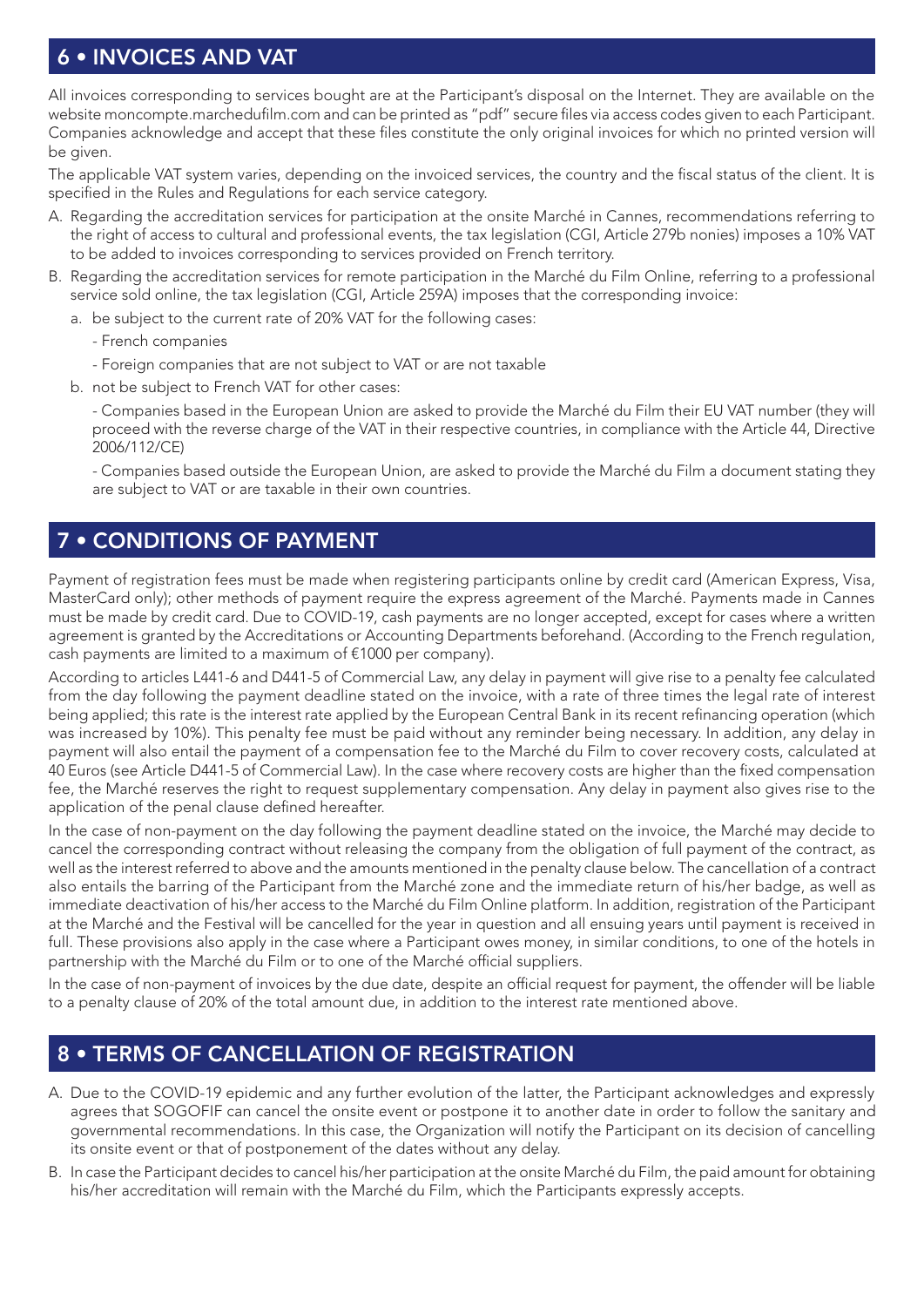## 6 • INVOICES AND VAT

All invoices corresponding to services bought are at the Participant's disposal on the Internet. They are available on the website moncompte.marchedufilm.com and can be printed as "pdf" secure files via access codes given to each Participant. Companies acknowledge and accept that these files constitute the only original invoices for which no printed version will be given.

The applicable VAT system varies, depending on the invoiced services, the country and the fiscal status of the client. It is specified in the Rules and Regulations for each service category.

A. Regarding the accreditation services for participation at the onsite Marché in Cannes, recommendations referring to the right of access to cultural and professional events, the tax legislation (CGI, Article 279b nonies) imposes a 10% VAT to be added to invoices corresponding to services provided on French territory.

B. Regarding the accreditation services for remote participation in the Marché du Film Online, referring to a professional service sold online, the tax legislation (CGI, Article 259A) imposes that the corresponding invoice:

   a. be subject to the current rate of 20% VAT for the following cases:

      - French companies

      - Foreign companies that are not subject to VAT or are not taxable

   b. not be subject to French VAT for other cases:

      - Companies based in the European Union are asked to provide the Marché du Film their EU VAT number (they will proceed with the reverse charge of the VAT in their respective countries, in compliance with the Article 44, Directive 2006/112/CE)

      - Companies based outside the European Union, are asked to provide the Marché du Film a document stating they are subject to VAT or are taxable in their own countries.

## 7 • CONDITIONS OF PAYMENT

Payment of registration fees must be made when registering participants online by credit card (American Express, Visa, MasterCard only); other methods of payment require the express agreement of the Marché. Payments made in Cannes must be made by credit card. Due to COVID-19, cash payments are no longer accepted, except for cases where a written agreement is granted by the Accreditations or Accounting Departments beforehand. (According to the French regulation, cash payments are limited to a maximum of €1000 per company).

According to articles L441-6 and D441-5 of Commercial Law, any delay in payment will give rise to a penalty fee calculated from the day following the payment deadline stated on the invoice, with a rate of three times the legal rate of interest being applied; this rate is the interest rate applied by the European Central Bank in its recent refinancing operation (which was increased by 10%). This penalty fee must be paid without any reminder being necessary. In addition, any delay in payment will also entail the payment of a compensation fee to the Marché du Film to cover recovery costs, calculated at 40 Euros (see Article D441-5 of Commercial Law). In the case where recovery costs are higher than the fixed compensation fee, the Marché reserves the right to request supplementary compensation. Any delay in payment also gives rise to the application of the penal clause defined hereafter.

In the case of non-payment on the day following the payment deadline stated on the invoice, the Marché may decide to cancel the corresponding contract without releasing the company from the obligation of full payment of the contract, as well as the interest referred to above and the amounts mentioned in the penalty clause below. The cancellation of a contract also entails the barring of the Participant from the Marché zone and the immediate return of his/her badge, as well as immediate deactivation of his/her access to the Marché du Film Online platform. In addition, registration of the Participant at the Marché and the Festival will be cancelled for the year in question and all ensuing years until payment is received in full. These provisions also apply in the case where a Participant owes money, in similar conditions, to one of the hotels in partnership with the Marché du Film or to one of the Marché official suppliers.

In the case of non-payment of invoices by the due date, despite an official request for payment, the offender will be liable to a penalty clause of 20% of the total amount due, in addition to the interest rate mentioned above.

## 8 • TERMS OF CANCELLATION OF REGISTRATION

A. Due to the COVID-19 epidemic and any further evolution of the latter, the Participant acknowledges and expressly agrees that SOGOFIF can cancel the onsite event or postpone it to another date in order to follow the sanitary and governmental recommendations. In this case, the Organization will notify the Participant on its decision of cancelling its onsite event or that of postponement of the dates without any delay.

B. In case the Participant decides to cancel his/her participation at the onsite Marché du Film, the paid amount for obtaining his/her accreditation will remain with the Marché du Film, which the Participants expressly accepts.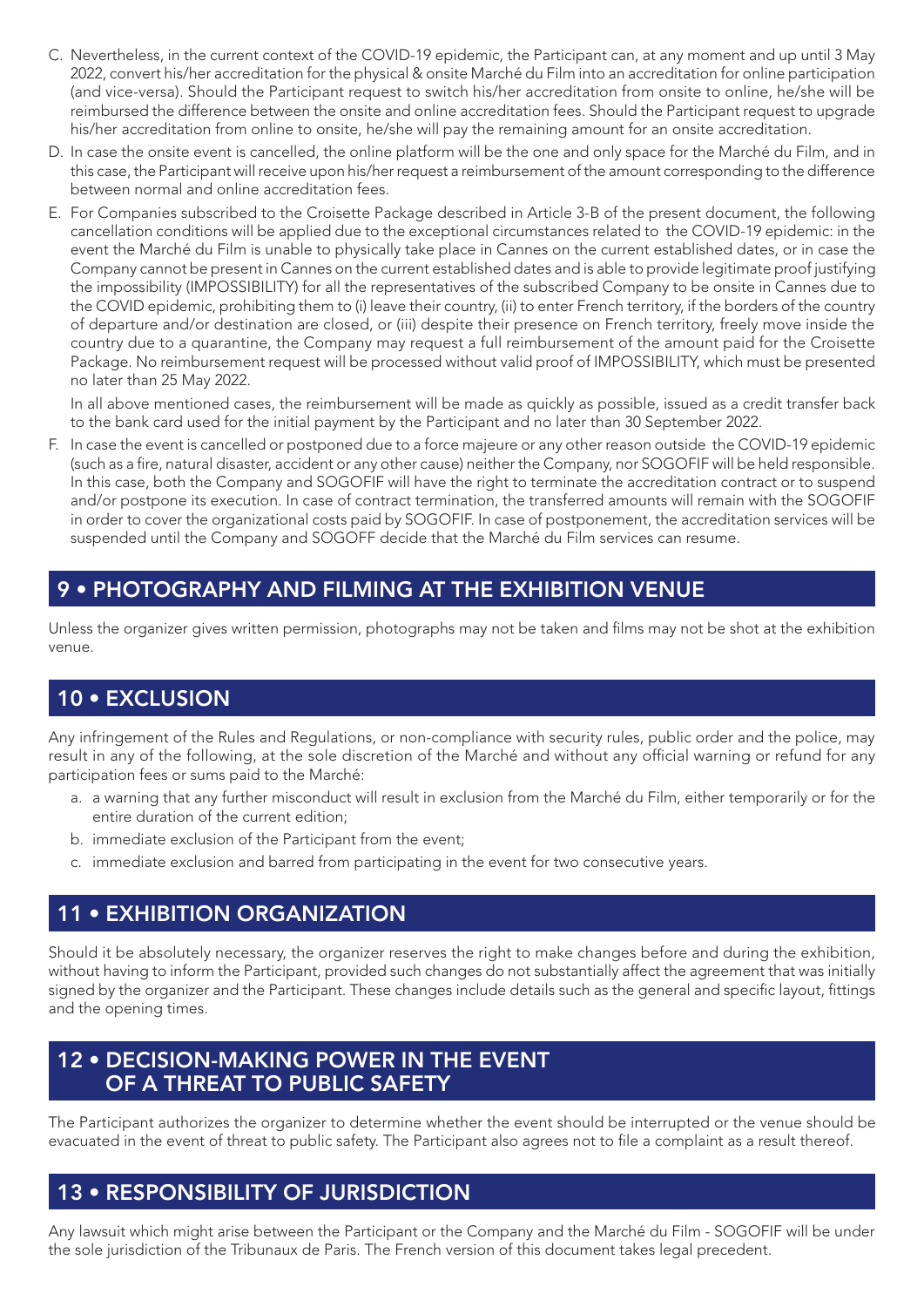C. Nevertheless, in the current context of the COVID-19 epidemic, the Participant can, at any moment and up until 3 May 2022, convert his/her accreditation for the physical & onsite Marché du Film into an accreditation for online participation (and vice-versa). Should the Participant request to switch his/her accreditation from onsite to online, he/she will be reimbursed the difference between the onsite and online accreditation fees. Should the Participant request to upgrade his/her accreditation from online to onsite, he/she will pay the remaining amount for an onsite accreditation.

D. In case the onsite event is cancelled, the online platform will be the one and only space for the Marché du Film, and in this case, the Participant will receive upon his/her request a reimbursement of the amount corresponding to the difference between normal and online accreditation fees.

E. For Companies subscribed to the Croisette Package described in Article 3-B of the present document, the following cancellation conditions will be applied due to the exceptional circumstances related to the COVID-19 epidemic: in the event the Marché du Film is unable to physically take place in Cannes on the current established dates, or in case the Company cannot be present in Cannes on the current established dates and is able to provide legitimate proof justifying the impossibility (IMPOSSIBILITY) for all the representatives of the subscribed Company to be onsite in Cannes due to the COVID epidemic, prohibiting them to (i) leave their country, (ii) to enter French territory, if the borders of the country of departure and/or destination are closed, or (iii) despite their presence on French territory, freely move inside the country due to a quarantine, the Company may request a full reimbursement of the amount paid for the Croisette Package. No reimbursement request will be processed without valid proof of IMPOSSIBILITY, which must be presented no later than 25 May 2022.

   In all above mentioned cases, the reimbursement will be made as quickly as possible, issued as a credit transfer back to the bank card used for the initial payment by the Participant and no later than 30 September 2022.

F. In case the event is cancelled or postponed due to a force majeure or any other reason outside the COVID-19 epidemic (such as a fire, natural disaster, accident or any other cause) neither the Company, nor SOGOFIF will be held responsible. In this case, both the Company and SOGOFIF will have the right to terminate the accreditation contract or to suspend and/or postpone its execution. In case of contract termination, the transferred amounts will remain with the SOGOFIF in order to cover the organizational costs paid by SOGOFIF. In case of postponement, the accreditation services will be suspended until the Company and SOGOFF decide that the Marché du Film services can resume.

## 9 • PHOTOGRAPHY AND FILMING AT THE EXHIBITION VENUE

Unless the organizer gives written permission, photographs may not be taken and films may not be shot at the exhibition venue.

## 10 • EXCLUSION

Any infringement of the Rules and Regulations, or non-compliance with security rules, public order and the police, may result in any of the following, at the sole discretion of the Marché and without any official warning or refund for any participation fees or sums paid to the Marché:

a. a warning that any further misconduct will result in exclusion from the Marché du Film, either temporarily or for the entire duration of the current edition;
b. immediate exclusion of the Participant from the event;
c. immediate exclusion and barred from participating in the event for two consecutive years.

## 11 • EXHIBITION ORGANIZATION

Should it be absolutely necessary, the organizer reserves the right to make changes before and during the exhibition, without having to inform the Participant, provided such changes do not substantially affect the agreement that was initially signed by the organizer and the Participant. These changes include details such as the general and specific layout, fittings and the opening times.

## 12 • DECISION-MAKING POWER IN THE EVENT OF A THREAT TO PUBLIC SAFETY

The Participant authorizes the organizer to determine whether the event should be interrupted or the venue should be evacuated in the event of threat to public safety. The Participant also agrees not to file a complaint as a result thereof.

## 13 • RESPONSIBILITY OF JURISDICTION

Any lawsuit which might arise between the Participant or the Company and the Marché du Film - SOGOFIF will be under the sole jurisdiction of the Tribunaux de Paris. The French version of this document takes legal precedent.